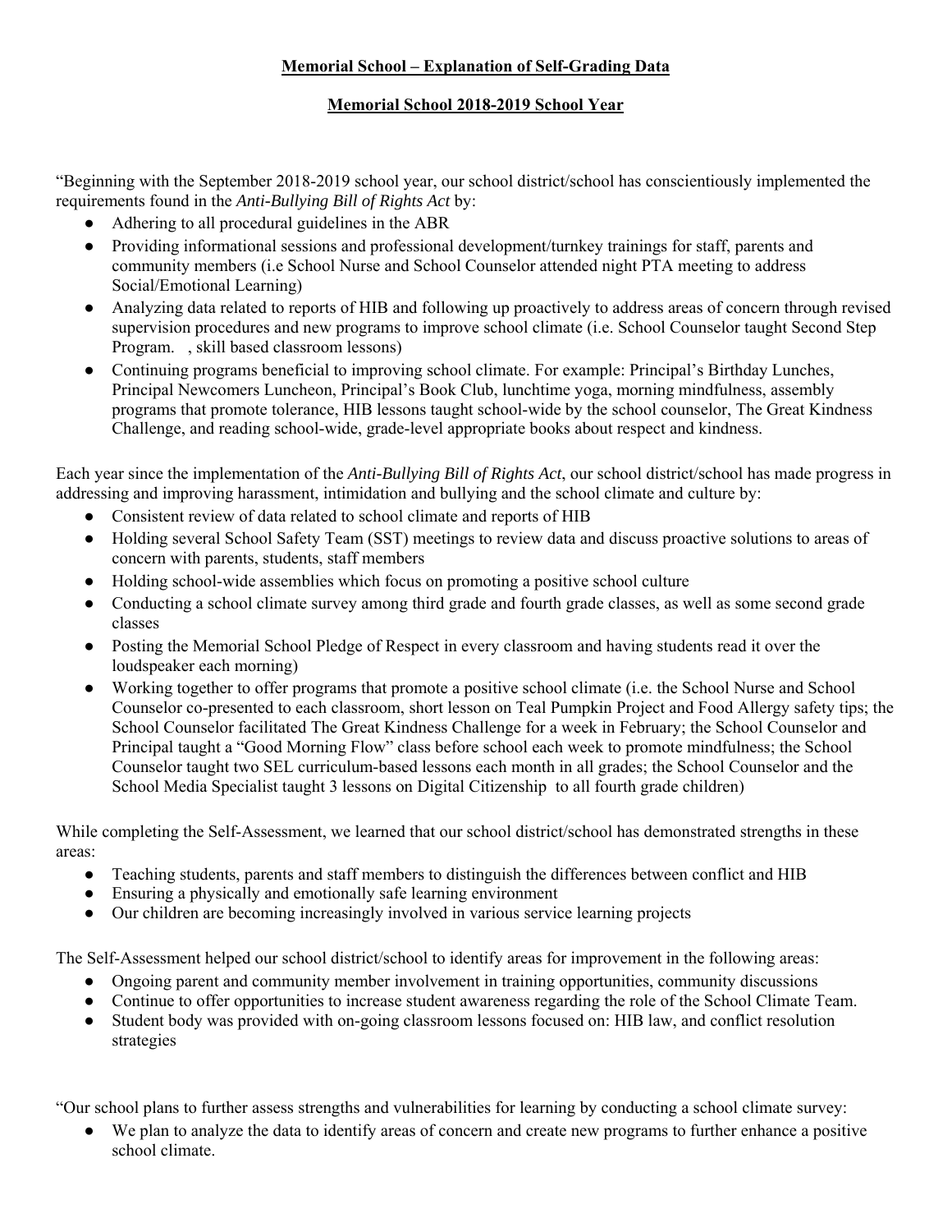**Memorial School – Explanation of Self-Grading Data**

**Memorial School 2018-2019 School Year**

"Beginning with the September 2018-2019 school year, our school district/school has conscientiously implemented the requirements found in the *Anti-Bullying Bill of Rights Act* by:

- Adhering to all procedural guidelines in the ABR
- Providing informational sessions and professional development/turnkey trainings for staff, parents and community members (i.e School Nurse and School Counselor attended night PTA meeting to address Social/Emotional Learning)
- Analyzing data related to reports of HIB and following up proactively to address areas of concern through revised supervision procedures and new programs to improve school climate (i.e. School Counselor taught Second Step Program. , skill based classroom lessons)
- Continuing programs beneficial to improving school climate. For example: Principal's Birthday Lunches, Principal Newcomers Luncheon, Principal's Book Club, lunchtime yoga, morning mindfulness, assembly programs that promote tolerance, HIB lessons taught school-wide by the school counselor, The Great Kindness Challenge, and reading school-wide, grade-level appropriate books about respect and kindness.

Each year since the implementation of the *Anti-Bullying Bill of Rights Act*, our school district/school has made progress in addressing and improving harassment, intimidation and bullying and the school climate and culture by:

- Consistent review of data related to school climate and reports of HIB
- Holding several School Safety Team (SST) meetings to review data and discuss proactive solutions to areas of concern with parents, students, staff members
- Holding school-wide assemblies which focus on promoting a positive school culture
- Conducting a school climate survey among third grade and fourth grade classes, as well as some second grade classes
- Posting the Memorial School Pledge of Respect in every classroom and having students read it over the loudspeaker each morning)
- Working together to offer programs that promote a positive school climate (i.e. the School Nurse and School Counselor co-presented to each classroom, short lesson on Teal Pumpkin Project and Food Allergy safety tips; the School Counselor facilitated The Great Kindness Challenge for a week in February; the School Counselor and Principal taught a "Good Morning Flow" class before school each week to promote mindfulness; the School Counselor taught two SEL curriculum-based lessons each month in all grades; the School Counselor and the School Media Specialist taught 3 lessons on Digital Citizenship to all fourth grade children)

While completing the Self-Assessment, we learned that our school district/school has demonstrated strengths in these areas:

- Teaching students, parents and staff members to distinguish the differences between conflict and HIB
- Ensuring a physically and emotionally safe learning environment
- Our children are becoming increasingly involved in various service learning projects

The Self-Assessment helped our school district/school to identify areas for improvement in the following areas:

- Ongoing parent and community member involvement in training opportunities, community discussions
- Continue to offer opportunities to increase student awareness regarding the role of the School Climate Team.
- Student body was provided with on-going classroom lessons focused on: HIB law, and conflict resolution strategies

"Our school plans to further assess strengths and vulnerabilities for learning by conducting a school climate survey:

- We plan to analyze the data to identify areas of concern and create new programs to further enhance a positive school climate.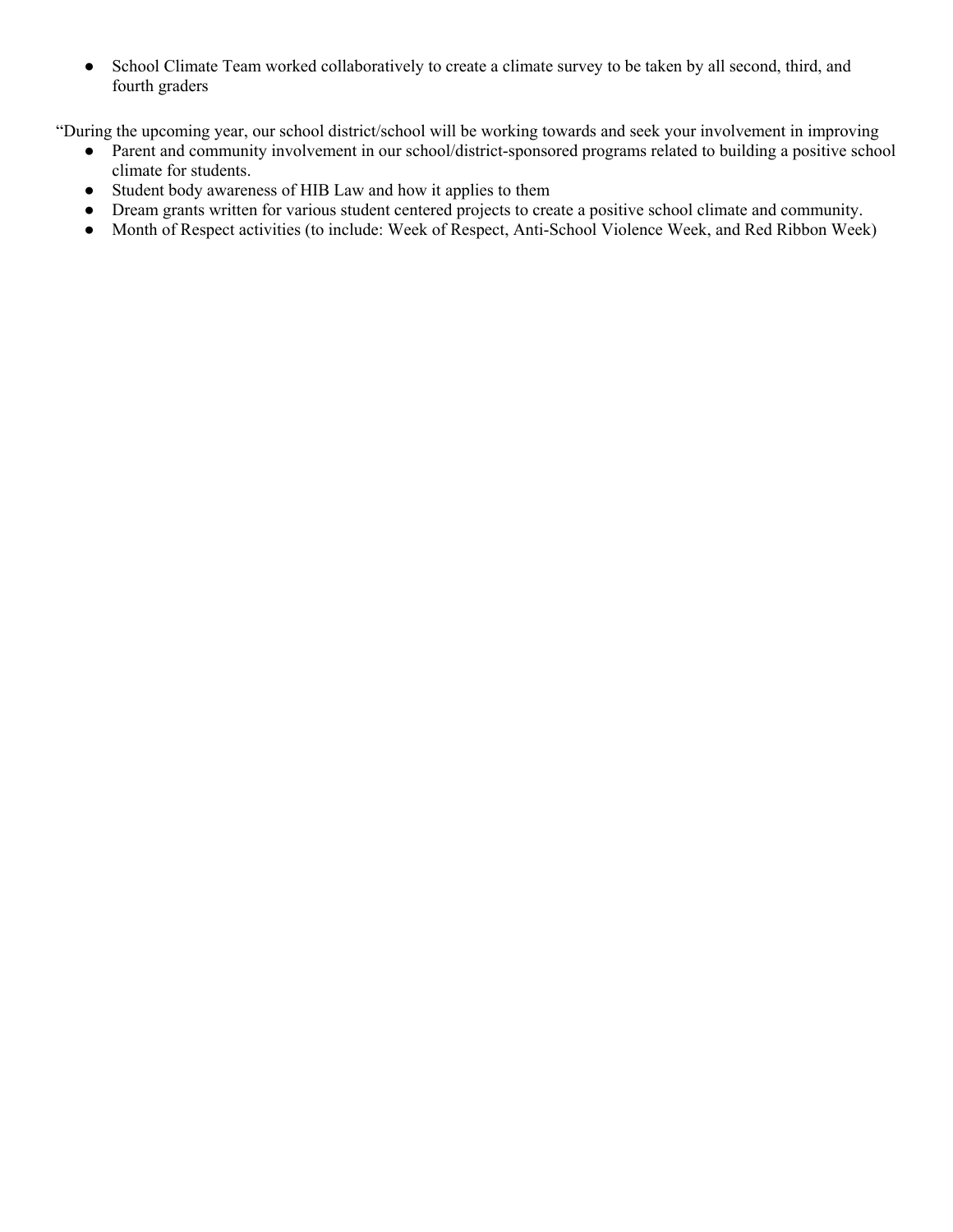- School Climate Team worked collaboratively to create a climate survey to be taken by all second, third, and fourth graders

"During the upcoming year, our school district/school will be working towards and seek your involvement in improving

- Parent and community involvement in our school/district-sponsored programs related to building a positive school climate for students.
- Student body awareness of HIB Law and how it applies to them
- Dream grants written for various student centered projects to create a positive school climate and community.
- Month of Respect activities (to include: Week of Respect, Anti-School Violence Week, and Red Ribbon Week)